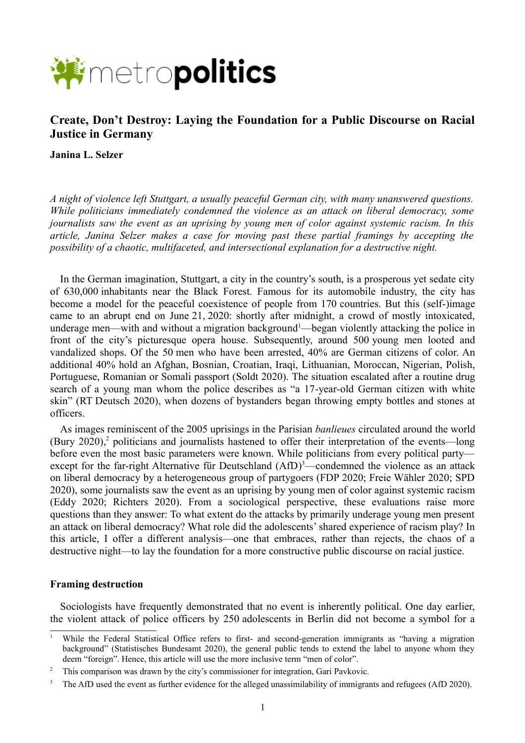# Create, Don't Destroy: Laying the Foundation for a Public Discourse on Racial Justice in Germany

**Janina L. Selzer**

*A night of violence left Stuttgart, a usually peaceful German city, with many unanswered questions. While politicians immediately condemned the violence as an attack on liberal democracy, some journalists saw the event as an uprising by young men of color against systemic racism. In this article, Janina Selzer makes a case for moving past these partial framings by accepting the possibility of a chaotic, multifaceted, and intersectional explanation for a destructive night.*

In the German imagination, Stuttgart, a city in the country's south, is a prosperous yet sedate city of 630,000 inhabitants near the Black Forest. Famous for its automobile industry, the city has become a model for the peaceful coexistence of people from 170 countries. But this (self-)image came to an abrupt end on June 21, 2020: shortly after midnight, a crowd of mostly intoxicated, underage men—with and without a migration background[1]—began violently attacking the police in front of the city's picturesque opera house. Subsequently, around 500 young men looted and vandalized shops. Of the 50 men who have been arrested, 40% are German citizens of color. An additional 40% hold an Afghan, Bosnian, Croatian, Iraqi, Lithuanian, Moroccan, Nigerian, Polish, Portuguese, Romanian or Somali passport (Soldt 2020). The situation escalated after a routine drug search of a young man whom the police describes as "a 17-year-old German citizen with white skin" (RT Deutsch 2020), when dozens of bystanders began throwing empty bottles and stones at officers.

As images reminiscent of the 2005 uprisings in the Parisian *banlieues* circulated around the world (Bury 2020),[2] politicians and journalists hastened to offer their interpretation of the events—long before even the most basic parameters were known. While politicians from every political party—except for the far-right Alternative für Deutschland (AfD)[3]—condemned the violence as an attack on liberal democracy by a heterogeneous group of partygoers (FDP 2020; Freie Wähler 2020; SPD 2020), some journalists saw the event as an uprising by young men of color against systemic racism (Eddy 2020; Richters 2020). From a sociological perspective, these evaluations raise more questions than they answer: To what extent do the attacks by primarily underage young men present an attack on liberal democracy? What role did the adolescents' shared experience of racism play? In this article, I offer a different analysis—one that embraces, rather than rejects, the chaos of a destructive night—to lay the foundation for a more constructive public discourse on racial justice.

## Framing destruction

Sociologists have frequently demonstrated that no event is inherently political. One day earlier, the violent attack of police officers by 250 adolescents in Berlin did not become a symbol for a

---

[1] While the Federal Statistical Office refers to first- and second-generation immigrants as "having a migration background" (Statistisches Bundesamt 2020), the general public tends to extend the label to anyone whom they deem "foreign". Hence, this article will use the more inclusive term "men of color".

[2] This comparison was drawn by the city's commissioner for integration, Gari Pavkovic.

[3] The AfD used the event as further evidence for the alleged unassimilability of immigrants and refugees (AfD 2020).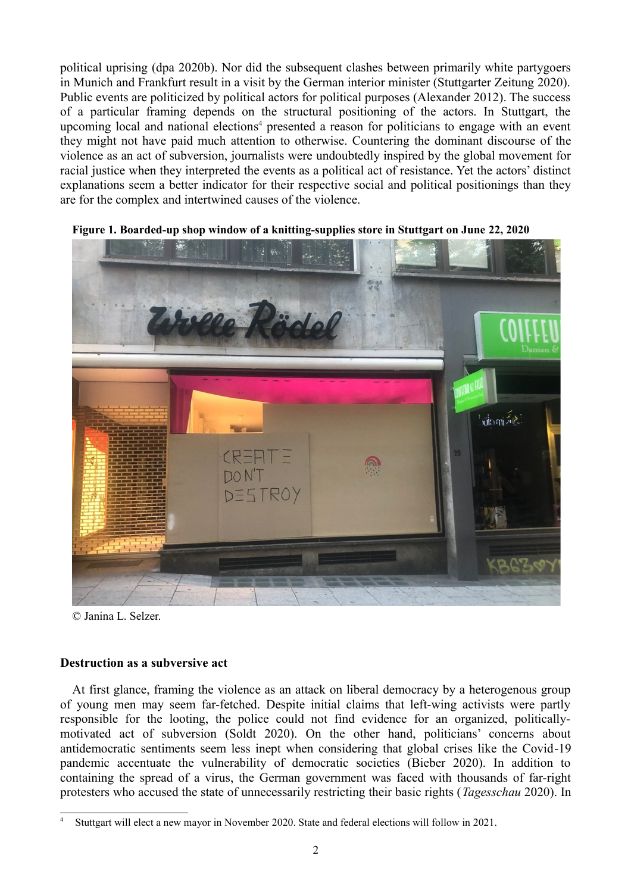political uprising (dpa 2020b). Nor did the subsequent clashes between primarily white partygoers in Munich and Frankfurt result in a visit by the German interior minister (Stuttgarter Zeitung 2020). Public events are politicized by political actors for political purposes (Alexander 2012). The success of a particular framing depends on the structural positioning of the actors. In Stuttgart, the upcoming local and national elections[4] presented a reason for politicians to engage with an event they might not have paid much attention to otherwise. Countering the dominant discourse of the violence as an act of subversion, journalists were undoubtedly inspired by the global movement for racial justice when they interpreted the events as a political act of resistance. Yet the actors' distinct explanations seem a better indicator for their respective social and political positionings than they are for the complex and intertwined causes of the violence.

**Figure 1. Boarded-up shop window of a knitting-supplies store in Stuttgart on June 22, 2020**

© Janina L. Selzer.

**Destruction as a subversive act**

At first glance, framing the violence as an attack on liberal democracy by a heterogenous group of young men may seem far-fetched. Despite initial claims that left-wing activists were partly responsible for the looting, the police could not find evidence for an organized, politically-motivated act of subversion (Soldt 2020). On the other hand, politicians' concerns about antidemocratic sentiments seem less inept when considering that global crises like the Covid-19 pandemic accentuate the vulnerability of democratic societies (Bieber 2020). In addition to containing the spread of a virus, the German government was faced with thousands of far-right protesters who accused the state of unnecessarily restricting their basic rights (*Tagesschau* 2020). In

[4] Stuttgart will elect a new mayor in November 2020. State and federal elections will follow in 2021.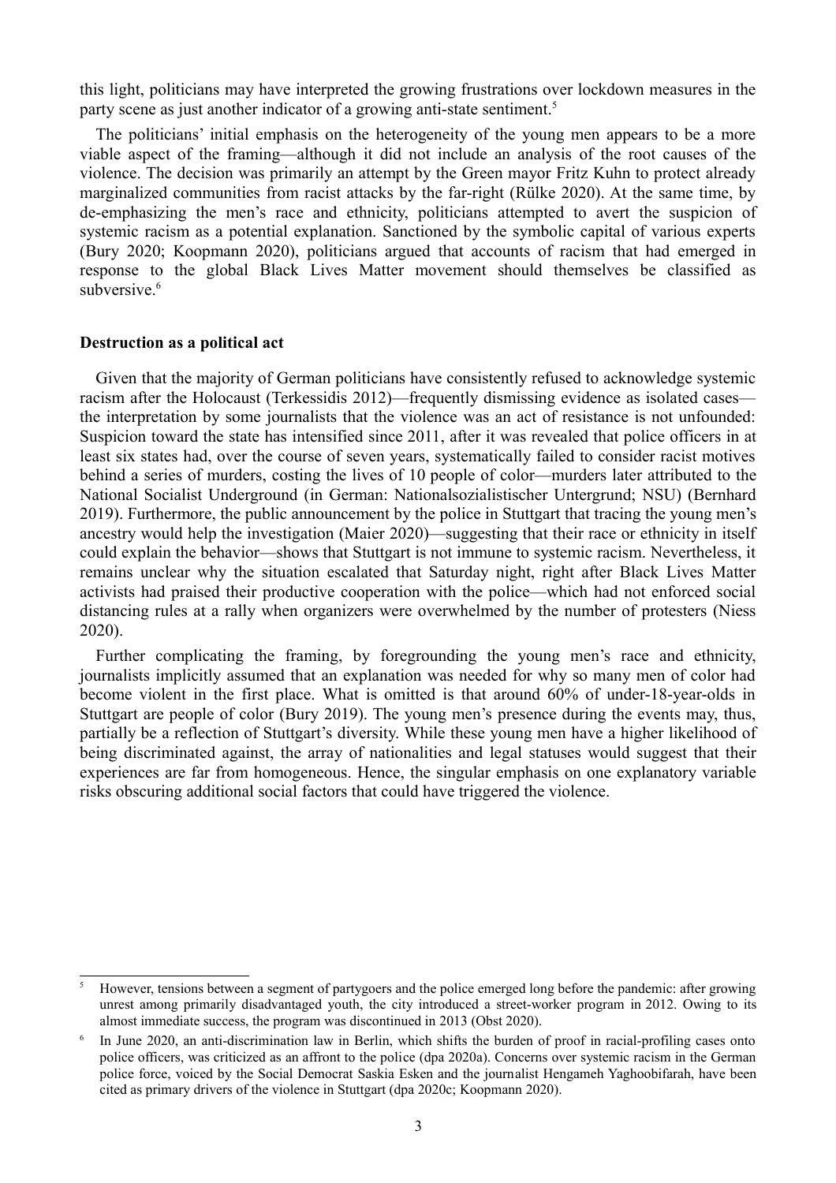this light, politicians may have interpreted the growing frustrations over lockdown measures in the party scene as just another indicator of a growing anti-state sentiment.[5]

The politicians' initial emphasis on the heterogeneity of the young men appears to be a more viable aspect of the framing—although it did not include an analysis of the root causes of the violence. The decision was primarily an attempt by the Green mayor Fritz Kuhn to protect already marginalized communities from racist attacks by the far-right (Rülke 2020). At the same time, by de-emphasizing the men's race and ethnicity, politicians attempted to avert the suspicion of systemic racism as a potential explanation. Sanctioned by the symbolic capital of various experts (Bury 2020; Koopmann 2020), politicians argued that accounts of racism that had emerged in response to the global Black Lives Matter movement should themselves be classified as subversive.[6]

**Destruction as a political act**

Given that the majority of German politicians have consistently refused to acknowledge systemic racism after the Holocaust (Terkessidis 2012)—frequently dismissing evidence as isolated cases—the interpretation by some journalists that the violence was an act of resistance is not unfounded: Suspicion toward the state has intensified since 2011, after it was revealed that police officers in at least six states had, over the course of seven years, systematically failed to consider racist motives behind a series of murders, costing the lives of 10 people of color—murders later attributed to the National Socialist Underground (in German: Nationalsozialistischer Untergrund; NSU) (Bernhard 2019). Furthermore, the public announcement by the police in Stuttgart that tracing the young men's ancestry would help the investigation (Maier 2020)—suggesting that their race or ethnicity in itself could explain the behavior—shows that Stuttgart is not immune to systemic racism. Nevertheless, it remains unclear why the situation escalated that Saturday night, right after Black Lives Matter activists had praised their productive cooperation with the police—which had not enforced social distancing rules at a rally when organizers were overwhelmed by the number of protesters (Niess 2020).

Further complicating the framing, by foregrounding the young men's race and ethnicity, journalists implicitly assumed that an explanation was needed for why so many men of color had become violent in the first place. What is omitted is that around 60% of under-18-year-olds in Stuttgart are people of color (Bury 2019). The young men's presence during the events may, thus, partially be a reflection of Stuttgart's diversity. While these young men have a higher likelihood of being discriminated against, the array of nationalities and legal statuses would suggest that their experiences are far from homogeneous. Hence, the singular emphasis on one explanatory variable risks obscuring additional social factors that could have triggered the violence.

[5] However, tensions between a segment of partygoers and the police emerged long before the pandemic: after growing unrest among primarily disadvantaged youth, the city introduced a street-worker program in 2012. Owing to its almost immediate success, the program was discontinued in 2013 (Obst 2020).

[6] In June 2020, an anti-discrimination law in Berlin, which shifts the burden of proof in racial-profiling cases onto police officers, was criticized as an affront to the police (dpa 2020a). Concerns over systemic racism in the German police force, voiced by the Social Democrat Saskia Esken and the journalist Hengameh Yaghoobifarah, have been cited as primary drivers of the violence in Stuttgart (dpa 2020c; Koopmann 2020).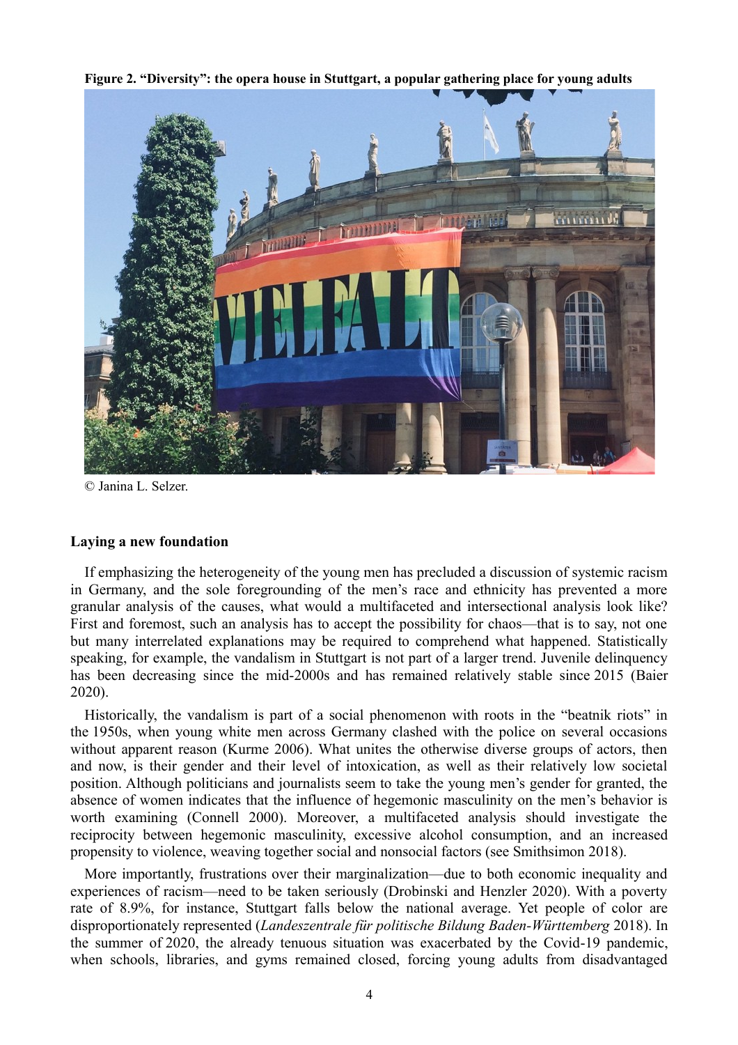**Figure 2. "Diversity": the opera house in Stuttgart, a popular gathering place for young adults**

© Janina L. Selzer.

## Laying a new foundation

If emphasizing the heterogeneity of the young men has precluded a discussion of systemic racism in Germany, and the sole foregrounding of the men's race and ethnicity has prevented a more granular analysis of the causes, what would a multifaceted and intersectional analysis look like? First and foremost, such an analysis has to accept the possibility for chaos—that is to say, not one but many interrelated explanations may be required to comprehend what happened. Statistically speaking, for example, the vandalism in Stuttgart is not part of a larger trend. Juvenile delinquency has been decreasing since the mid-2000s and has remained relatively stable since 2015 (Baier 2020).

Historically, the vandalism is part of a social phenomenon with roots in the "beatnik riots" in the 1950s, when young white men across Germany clashed with the police on several occasions without apparent reason (Kurme 2006). What unites the otherwise diverse groups of actors, then and now, is their gender and their level of intoxication, as well as their relatively low societal position. Although politicians and journalists seem to take the young men's gender for granted, the absence of women indicates that the influence of hegemonic masculinity on the men's behavior is worth examining (Connell 2000). Moreover, a multifaceted analysis should investigate the reciprocity between hegemonic masculinity, excessive alcohol consumption, and an increased propensity to violence, weaving together social and nonsocial factors (see Smithsimon 2018).

More importantly, frustrations over their marginalization—due to both economic inequality and experiences of racism—need to be taken seriously (Drobinski and Henzler 2020). With a poverty rate of 8.9%, for instance, Stuttgart falls below the national average. Yet people of color are disproportionately represented (*Landeszentrale für politische Bildung Baden-Württemberg* 2018). In the summer of 2020, the already tenuous situation was exacerbated by the Covid-19 pandemic, when schools, libraries, and gyms remained closed, forcing young adults from disadvantaged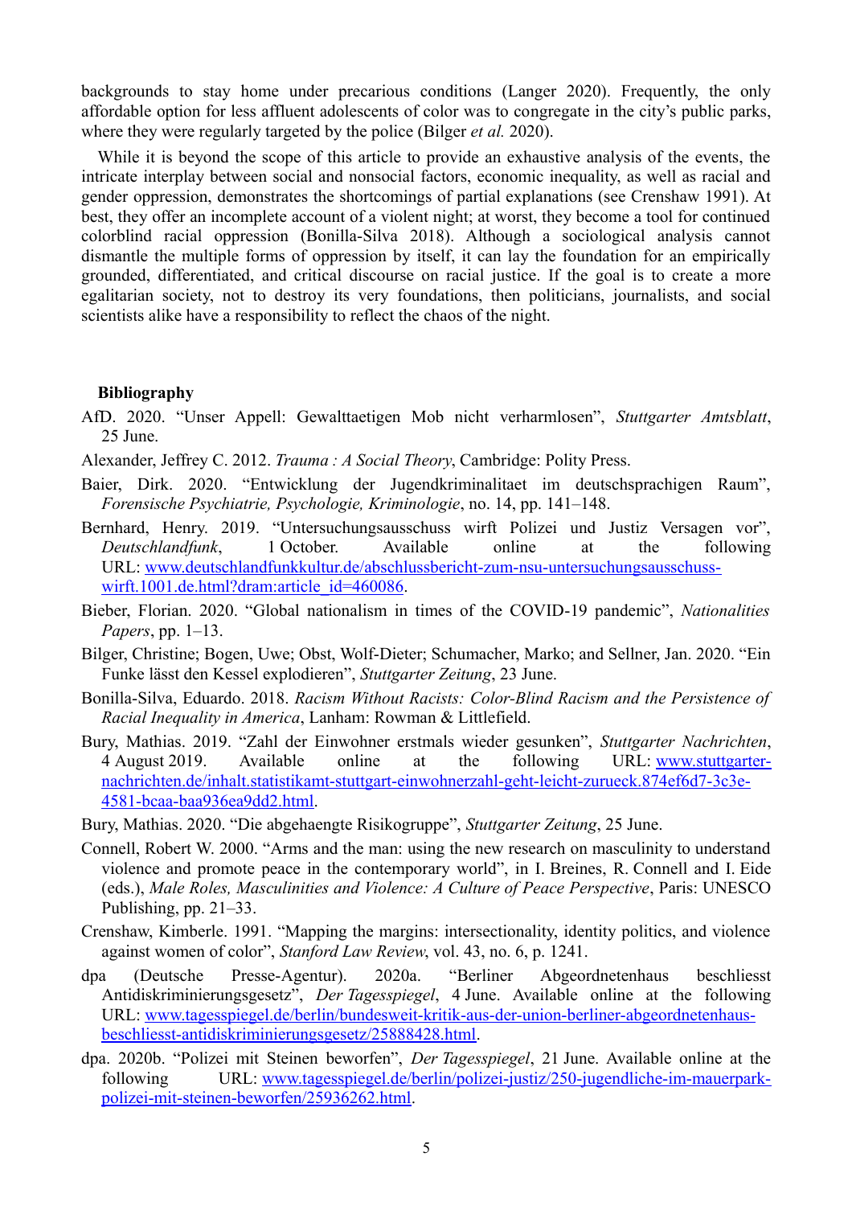backgrounds to stay home under precarious conditions (Langer 2020). Frequently, the only affordable option for less affluent adolescents of color was to congregate in the city's public parks, where they were regularly targeted by the police (Bilger *et al.* 2020).

While it is beyond the scope of this article to provide an exhaustive analysis of the events, the intricate interplay between social and nonsocial factors, economic inequality, as well as racial and gender oppression, demonstrates the shortcomings of partial explanations (see Crenshaw 1991). At best, they offer an incomplete account of a violent night; at worst, they become a tool for continued colorblind racial oppression (Bonilla-Silva 2018). Although a sociological analysis cannot dismantle the multiple forms of oppression by itself, it can lay the foundation for an empirically grounded, differentiated, and critical discourse on racial justice. If the goal is to create a more egalitarian society, not to destroy its very foundations, then politicians, journalists, and social scientists alike have a responsibility to reflect the chaos of the night.

## Bibliography

AfD. 2020. "Unser Appell: Gewalttaetigen Mob nicht verharmlosen", *Stuttgarter Amtsblatt*, 25 June.

Alexander, Jeffrey C. 2012. *Trauma : A Social Theory*, Cambridge: Polity Press.

Baier, Dirk. 2020. "Entwicklung der Jugendkriminalitaet im deutschsprachigen Raum", *Forensische Psychiatrie, Psychologie, Kriminologie*, no. 14, pp. 141–148.

Bernhard, Henry. 2019. "Untersuchungsausschuss wirft Polizei und Justiz Versagen vor", *Deutschlandfunk*, 1 October. Available online at the following URL: [www.deutschlandfunkkultur.de/abschlussbericht-zum-nsu-untersuchungsausschuss-wirft.1001.de.html?dram:article_id=460086](www.deutschlandfunkkultur.de/abschlussbericht-zum-nsu-untersuchungsausschuss-wirft.1001.de.html?dram:article_id=460086).

Bieber, Florian. 2020. "Global nationalism in times of the COVID-19 pandemic", *Nationalities Papers*, pp. 1–13.

Bilger, Christine; Bogen, Uwe; Obst, Wolf-Dieter; Schumacher, Marko; and Sellner, Jan. 2020. "Ein Funke lässt den Kessel explodieren", *Stuttgarter Zeitung*, 23 June.

Bonilla-Silva, Eduardo. 2018. *Racism Without Racists: Color-Blind Racism and the Persistence of Racial Inequality in America*, Lanham: Rowman & Littlefield.

Bury, Mathias. 2019. "Zahl der Einwohner erstmals wieder gesunken", *Stuttgarter Nachrichten*, 4 August 2019. Available online at the following URL: [www.stuttgarter-nachrichten.de/inhalt.statistikamt-stuttgart-einwohnerzahl-geht-leicht-zurueck.874ef6d7-3c3e-4581-bcaa-baa936ea9dd2.html](www.stuttgarter-nachrichten.de/inhalt.statistikamt-stuttgart-einwohnerzahl-geht-leicht-zurueck.874ef6d7-3c3e-4581-bcaa-baa936ea9dd2.html).

Bury, Mathias. 2020. "Die abgehaengte Risikogruppe", *Stuttgarter Zeitung*, 25 June.

Connell, Robert W. 2000. "Arms and the man: using the new research on masculinity to understand violence and promote peace in the contemporary world", in I. Breines, R. Connell and I. Eide (eds.), *Male Roles, Masculinities and Violence: A Culture of Peace Perspective*, Paris: UNESCO Publishing, pp. 21–33.

Crenshaw, Kimberle. 1991. "Mapping the margins: intersectionality, identity politics, and violence against women of color", *Stanford Law Review*, vol. 43, no. 6, p. 1241.

dpa (Deutsche Presse-Agentur). 2020a. "Berliner Abgeordnetenhaus beschliesst Antidiskriminierungsgesetz", *Der Tagesspiegel*, 4 June. Available online at the following URL: [www.tagesspiegel.de/berlin/bundesweit-kritik-aus-der-union-berliner-abgeordnetenhaus-beschliesst-antidiskriminierungsgesetz/25888428.html](www.tagesspiegel.de/berlin/bundesweit-kritik-aus-der-union-berliner-abgeordnetenhaus-beschliesst-antidiskriminierungsgesetz/25888428.html).

dpa. 2020b. "Polizei mit Steinen beworfen", *Der Tagesspiegel*, 21 June. Available online at the following URL: [www.tagesspiegel.de/berlin/polizei-justiz/250-jugendliche-im-mauerpark-polizei-mit-steinen-beworfen/25936262.html](www.tagesspiegel.de/berlin/polizei-justiz/250-jugendliche-im-mauerpark-polizei-mit-steinen-beworfen/25936262.html).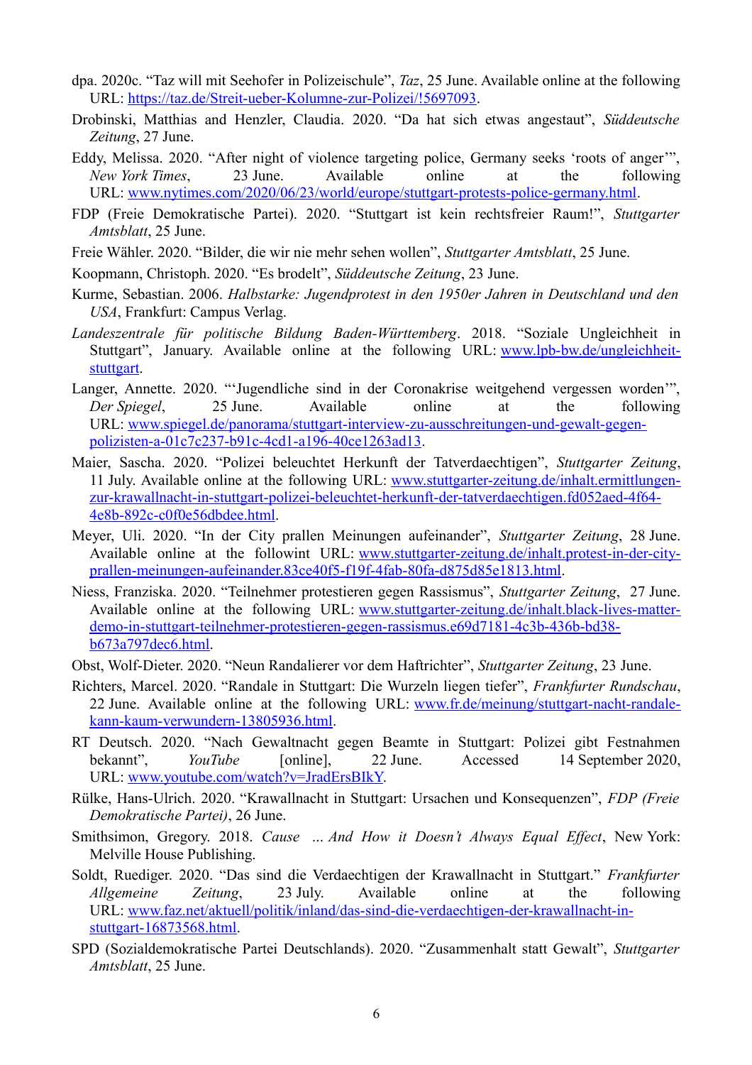dpa. 2020c. "Taz will mit Seehofer in Polizeischule", *Taz*, 25 June. Available online at the following URL: https://taz.de/Streit-ueber-Kolumne-zur-Polizei/!5697093.

Drobinski, Matthias and Henzler, Claudia. 2020. "Da hat sich etwas angestaut", *Süddeutsche Zeitung*, 27 June.

Eddy, Melissa. 2020. "After night of violence targeting police, Germany seeks 'roots of anger'", *New York Times*, 23 June. Available online at the following URL: www.nytimes.com/2020/06/23/world/europe/stuttgart-protests-police-germany.html.

FDP (Freie Demokratische Partei). 2020. "Stuttgart ist kein rechtsfreier Raum!", *Stuttgarter Amtsblatt*, 25 June.

Freie Wähler. 2020. "Bilder, die wir nie mehr sehen wollen", *Stuttgarter Amtsblatt*, 25 June.

Koopmann, Christoph. 2020. "Es brodelt", *Süddeutsche Zeitung*, 23 June.

Kurme, Sebastian. 2006. *Halbstarke: Jugendprotest in den 1950er Jahren in Deutschland und den USA*, Frankfurt: Campus Verlag.

*Landeszentrale für politische Bildung Baden-Württemberg*. 2018. "Soziale Ungleichheit in Stuttgart", January. Available online at the following URL: www.lpb-bw.de/ungleichheit-stuttgart.

Langer, Annette. 2020. "'Jugendliche sind in der Coronakrise weitgehend vergessen worden'", *Der Spiegel*, 25 June. Available online at the following URL: www.spiegel.de/panorama/stuttgart-interview-zu-ausschreitungen-und-gewalt-gegen-polizisten-a-01c7c237-b91c-4cd1-a196-40ce1263ad13.

Maier, Sascha. 2020. "Polizei beleuchtet Herkunft der Tatverdaechtigen", *Stuttgarter Zeitung*, 11 July. Available online at the following URL: www.stuttgarter-zeitung.de/inhalt.ermittlungen-zur-krawallnacht-in-stuttgart-polizei-beleuchtet-herkunft-der-tatverdaechtigen.fd052aed-4f64-4e8b-892c-c0f0e56dbdee.html.

Meyer, Uli. 2020. "In der City prallen Meinungen aufeinander", *Stuttgarter Zeitung*, 28 June. Available online at the followint URL: www.stuttgarter-zeitung.de/inhalt.protest-in-der-city-prallen-meinungen-aufeinander.83ce40f5-f19f-4fab-80fa-d875d85e1813.html.

Niess, Franziska. 2020. "Teilnehmer protestieren gegen Rassismus", *Stuttgarter Zeitung*, 27 June. Available online at the following URL: www.stuttgarter-zeitung.de/inhalt.black-lives-matter-demo-in-stuttgart-teilnehmer-protestieren-gegen-rassismus.e69d7181-4c3b-436b-bd38-b673a797dec6.html.

Obst, Wolf-Dieter. 2020. "Neun Randalierer vor dem Haftrichter", *Stuttgarter Zeitung*, 23 June.

Richters, Marcel. 2020. "Randale in Stuttgart: Die Wurzeln liegen tiefer", *Frankfurter Rundschau*, 22 June. Available online at the following URL: www.fr.de/meinung/stuttgart-nacht-randale-kann-kaum-verwundern-13805936.html.

RT Deutsch. 2020. "Nach Gewaltnacht gegen Beamte in Stuttgart: Polizei gibt Festnahmen bekannt", *YouTube* [online], 22 June. Accessed 14 September 2020, URL: www.youtube.com/watch?v=JradErsBIkY.

Rülke, Hans-Ulrich. 2020. "Krawallnacht in Stuttgart: Ursachen und Konsequenzen", *FDP (Freie Demokratische Partei)*, 26 June.

Smithsimon, Gregory. 2018. *Cause ... And How it Doesn't Always Equal Effect*, New York: Melville House Publishing.

Soldt, Ruediger. 2020. "Das sind die Verdaechtigen der Krawallnacht in Stuttgart." *Frankfurter Allgemeine Zeitung*, 23 July. Available online at the following URL: www.faz.net/aktuell/politik/inland/das-sind-die-verdaechtigen-der-krawallnacht-in-stuttgart-16873568.html.

SPD (Sozialdemokratische Partei Deutschlands). 2020. "Zusammenhalt statt Gewalt", *Stuttgarter Amtsblatt*, 25 June.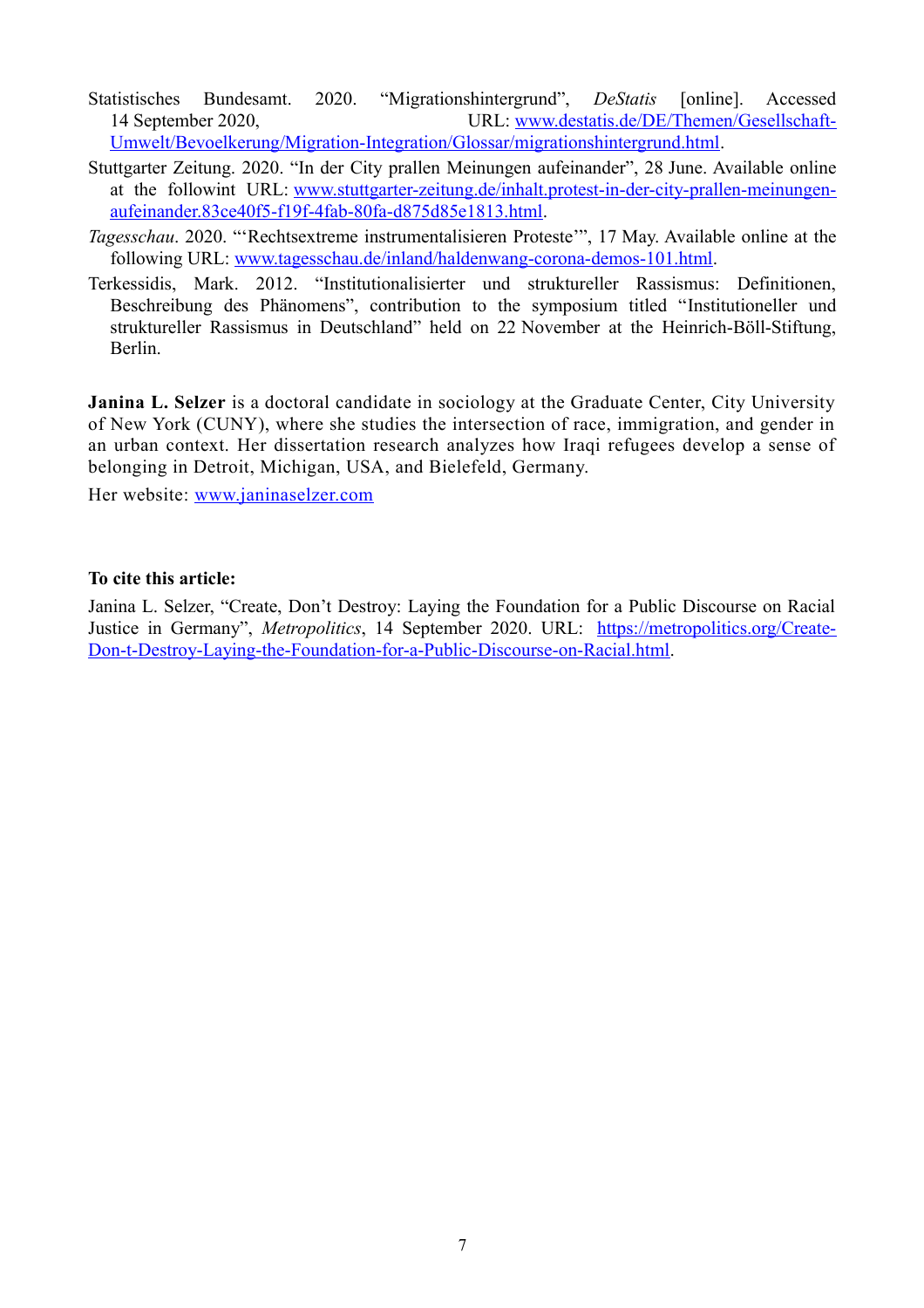Statistisches Bundesamt. 2020. "Migrationshintergrund", *DeStatis* [online]. Accessed 14 September 2020, URL: [www.destatis.de/DE/Themen/Gesellschaft-Umwelt/Bevoelkerung/Migration-Integration/Glossar/migrationshintergrund.html](www.destatis.de/DE/Themen/Gesellschaft-Umwelt/Bevoelkerung/Migration-Integration/Glossar/migrationshintergrund.html).

Stuttgarter Zeitung. 2020. "In der City prallen Meinungen aufeinander", 28 June. Available online at the followint URL: [www.stuttgarter-zeitung.de/inhalt.protest-in-der-city-prallen-meinungen-aufeinander.83ce40f5-f19f-4fab-80fa-d875d85e1813.html](www.stuttgarter-zeitung.de/inhalt.protest-in-der-city-prallen-meinungen-aufeinander.83ce40f5-f19f-4fab-80fa-d875d85e1813.html).

*Tagesschau*. 2020. "'Rechtsextreme instrumentalisieren Proteste'", 17 May. Available online at the following URL: [www.tagesschau.de/inland/haldenwang-corona-demos-101.html](www.tagesschau.de/inland/haldenwang-corona-demos-101.html).

Terkessidis, Mark. 2012. "Institutionalisierter und struktureller Rassismus: Definitionen, Beschreibung des Phänomens", contribution to the symposium titled "Institutioneller und struktureller Rassismus in Deutschland" held on 22 November at the Heinrich-Böll-Stiftung, Berlin.

**Janina L. Selzer** is a doctoral candidate in sociology at the Graduate Center, City University of New York (CUNY), where she studies the intersection of race, immigration, and gender in an urban context. Her dissertation research analyzes how Iraqi refugees develop a sense of belonging in Detroit, Michigan, USA, and Bielefeld, Germany.

Her website: [www.janinaselzer.com](www.janinaselzer.com)

**To cite this article:**

Janina L. Selzer, "Create, Don't Destroy: Laying the Foundation for a Public Discourse on Racial Justice in Germany", *Metropolitics*, 14 September 2020. URL: [https://metropolitics.org/Create-Don-t-Destroy-Laying-the-Foundation-for-a-Public-Discourse-on-Racial.html](https://metropolitics.org/Create-Don-t-Destroy-Laying-the-Foundation-for-a-Public-Discourse-on-Racial.html).